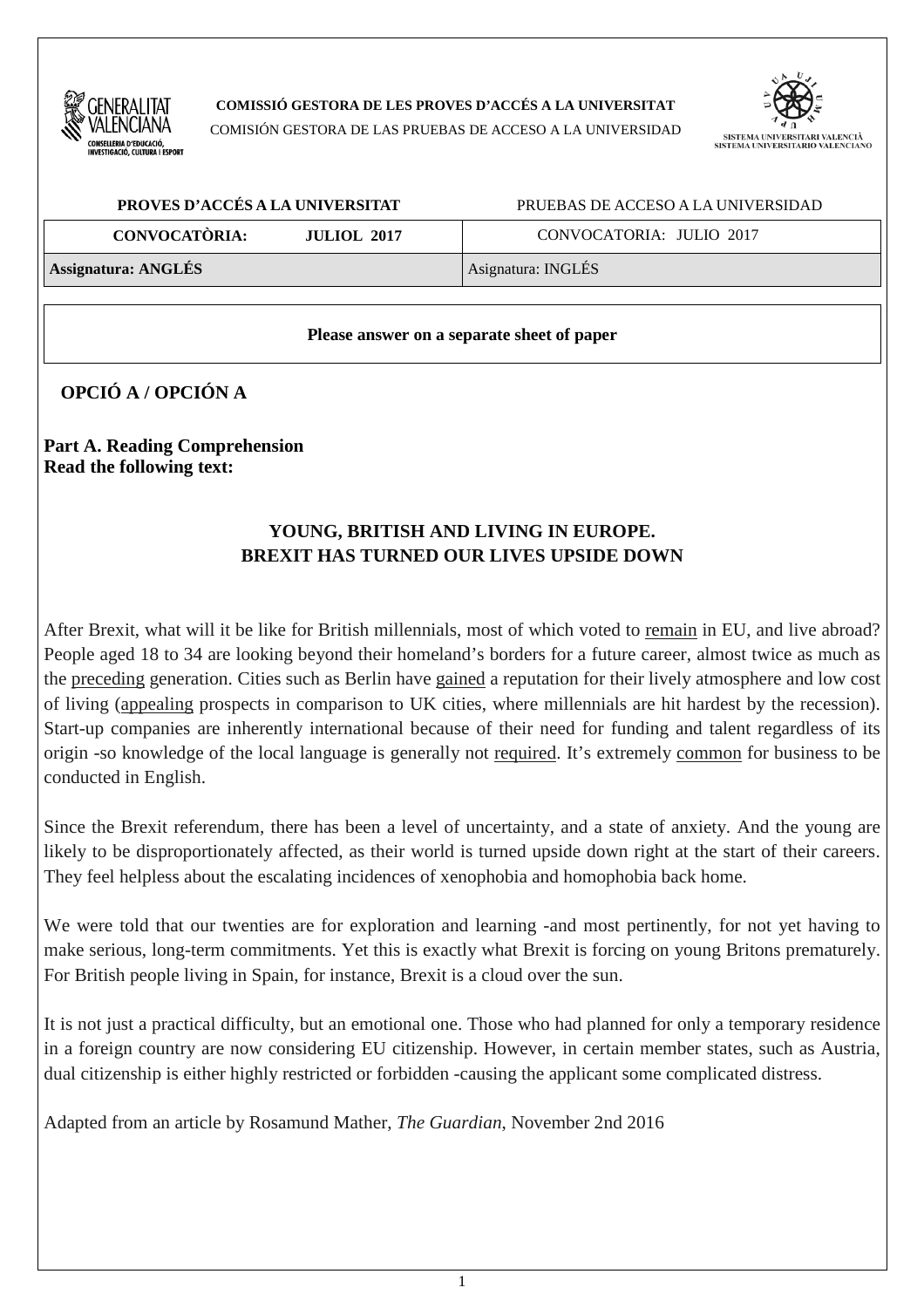**COMISSIÓ GESTORA DE LES PROVES D'ACCÉS A LA UNIVERSITAT**
COMISIÓN GESTORA DE LAS PRUEBAS DE ACCESO A LA UNIVERSIDAD

SISTEMA UNIVERSITARI VALENCIÀ
SISTEMA UNIVERSITARIO VALENCIANO

| **PROVES D'ACCÉS A LA UNIVERSITAT** | PRUEBAS DE ACCESO A LA UNIVERSIDAD |
|---|---|
| **CONVOCATÒRIA: JULIOL 2017** | CONVOCATORIA: JULIO 2017 |
| **Assignatura: ANGLÉS** | Asignatura: INGLÉS |

**Please answer on a separate sheet of paper**

## OPCIÓ A / OPCIÓN A

**Part A. Reading Comprehension**
**Read the following text:**

### YOUNG, BRITISH AND LIVING IN EUROPE. BREXIT HAS TURNED OUR LIVES UPSIDE DOWN

After Brexit, what will it be like for British millennials, most of which voted to <u>remain</u> in EU, and live abroad? People aged 18 to 34 are looking beyond their homeland's borders for a future career, almost twice as much as the <u>preceding</u> generation. Cities such as Berlin have <u>gained</u> a reputation for their lively atmosphere and low cost of living (<u>appealing</u> prospects in comparison to UK cities, where millennials are hit hardest by the recession). Start-up companies are inherently international because of their need for funding and talent regardless of its origin -so knowledge of the local language is generally not <u>required</u>. It's extremely <u>common</u> for business to be conducted in English.

Since the Brexit referendum, there has been a level of uncertainty, and a state of anxiety. And the young are likely to be disproportionately affected, as their world is turned upside down right at the start of their careers. They feel helpless about the escalating incidences of xenophobia and homophobia back home.

We were told that our twenties are for exploration and learning -and most pertinently, for not yet having to make serious, long-term commitments. Yet this is exactly what Brexit is forcing on young Britons prematurely. For British people living in Spain, for instance, Brexit is a cloud over the sun.

It is not just a practical difficulty, but an emotional one. Those who had planned for only a temporary residence in a foreign country are now considering EU citizenship. However, in certain member states, such as Austria, dual citizenship is either highly restricted or forbidden -causing the applicant some complicated distress.

Adapted from an article by Rosamund Mather, *The Guardian*, November 2nd 2016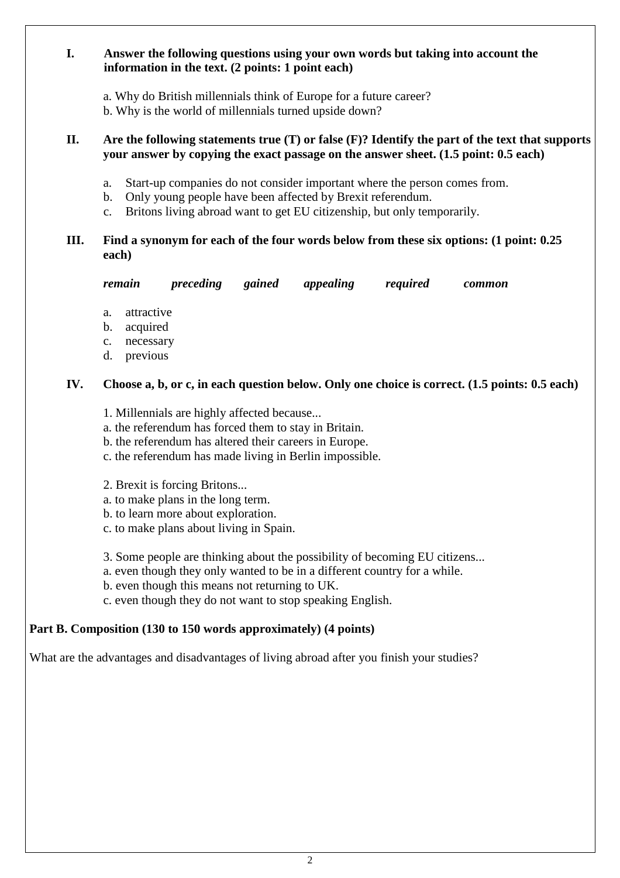**I. Answer the following questions using your own words but taking into account the information in the text. (2 points: 1 point each)**

a. Why do British millennials think of Europe for a future career?
b. Why is the world of millennials turned upside down?

**II. Are the following statements true (T) or false (F)? Identify the part of the text that supports your answer by copying the exact passage on the answer sheet. (1.5 point: 0.5 each)**

a. Start-up companies do not consider important where the person comes from.
b. Only young people have been affected by Brexit referendum.
c. Britons living abroad want to get EU citizenship, but only temporarily.

**III. Find a synonym for each of the four words below from these six options: (1 point: 0.25 each)**

***remain*** ***preceding*** ***gained*** ***appealing*** ***required*** ***common***

a. attractive
b. acquired
c. necessary
d. previous

**IV. Choose a, b, or c, in each question below. Only one choice is correct. (1.5 points: 0.5 each)**

1. Millennials are highly affected because...
a. the referendum has forced them to stay in Britain.
b. the referendum has altered their careers in Europe.
c. the referendum has made living in Berlin impossible.

2. Brexit is forcing Britons...
a. to make plans in the long term.
b. to learn more about exploration.
c. to make plans about living in Spain.

3. Some people are thinking about the possibility of becoming EU citizens...
a. even though they only wanted to be in a different country for a while.
b. even though this means not returning to UK.
c. even though they do not want to stop speaking English.

**Part B. Composition (130 to 150 words approximately) (4 points)**

What are the advantages and disadvantages of living abroad after you finish your studies?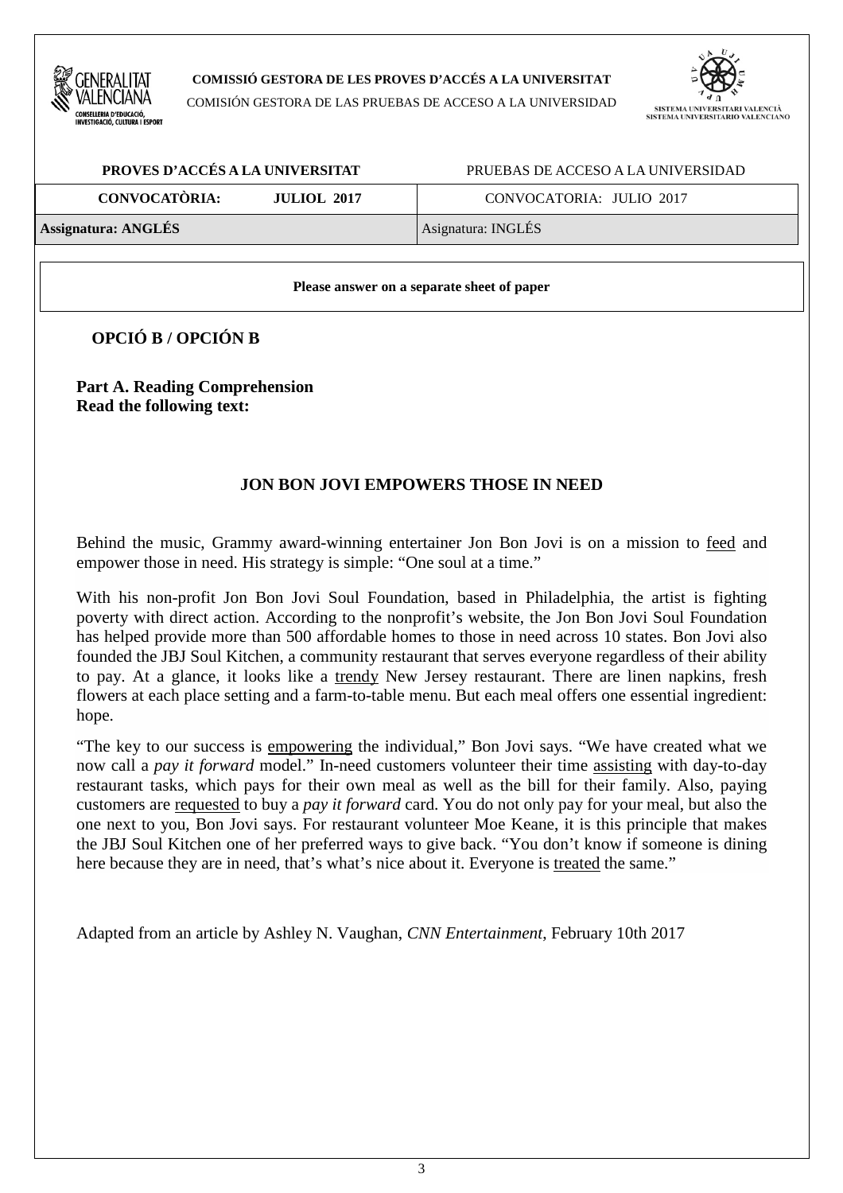**COMISSIÓ GESTORA DE LES PROVES D'ACCÉS A LA UNIVERSITAT**

COMISIÓN GESTORA DE LAS PRUEBAS DE ACCESO A LA UNIVERSIDAD

| **PROVES D'ACCÉS A LA UNIVERSITAT** | PRUEBAS DE ACCESO A LA UNIVERSIDAD |
|---|---|
| **CONVOCATÒRIA: JULIOL 2017** | CONVOCATORIA: JULIO 2017 |
| **Assignatura: ANGLÉS** | Asignatura: INGLÉS |

**Please answer on a separate sheet of paper**

## OPCIÓ B / OPCIÓN B

**Part A. Reading Comprehension**
**Read the following text:**

### JON BON JOVI EMPOWERS THOSE IN NEED

Behind the music, Grammy award-winning entertainer Jon Bon Jovi is on a mission to <u>feed</u> and empower those in need. His strategy is simple: "One soul at a time."

With his non-profit Jon Bon Jovi Soul Foundation, based in Philadelphia, the artist is fighting poverty with direct action. According to the nonprofit's website, the Jon Bon Jovi Soul Foundation has helped provide more than 500 affordable homes to those in need across 10 states. Bon Jovi also founded the JBJ Soul Kitchen, a community restaurant that serves everyone regardless of their ability to pay. At a glance, it looks like a <u>trendy</u> New Jersey restaurant. There are linen napkins, fresh flowers at each place setting and a farm-to-table menu. But each meal offers one essential ingredient: hope.

"The key to our success is <u>empowering</u> the individual," Bon Jovi says. "We have created what we now call a *pay it forward* model." In-need customers volunteer their time <u>assisting</u> with day-to-day restaurant tasks, which pays for their own meal as well as the bill for their family. Also, paying customers are <u>requested</u> to buy a *pay it forward* card. You do not only pay for your meal, but also the one next to you, Bon Jovi says. For restaurant volunteer Moe Keane, it is this principle that makes the JBJ Soul Kitchen one of her preferred ways to give back. "You don't know if someone is dining here because they are in need, that's what's nice about it. Everyone is <u>treated</u> the same."

Adapted from an article by Ashley N. Vaughan, *CNN Entertainment*, February 10th 2017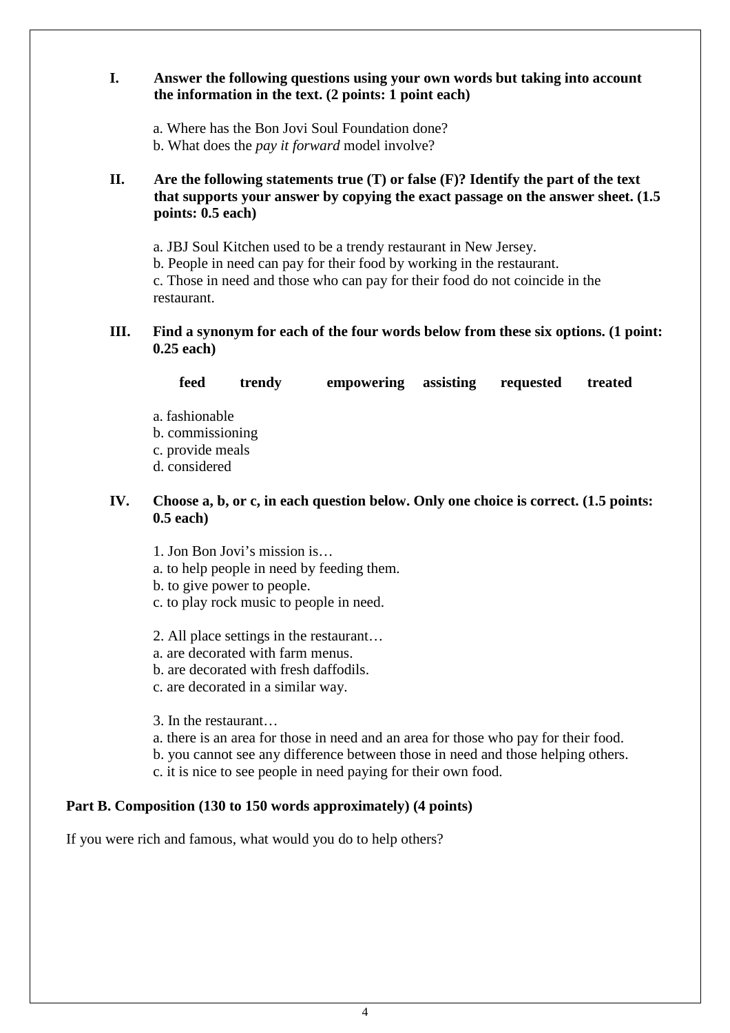**I. Answer the following questions using your own words but taking into account the information in the text. (2 points: 1 point each)**

a. Where has the Bon Jovi Soul Foundation done?
b. What does the *pay it forward* model involve?

**II. Are the following statements true (T) or false (F)? Identify the part of the text that supports your answer by copying the exact passage on the answer sheet. (1.5 points: 0.5 each)**

a. JBJ Soul Kitchen used to be a trendy restaurant in New Jersey.
b. People in need can pay for their food by working in the restaurant.
c. Those in need and those who can pay for their food do not coincide in the restaurant.

**III. Find a synonym for each of the four words below from these six options. (1 point: 0.25 each)**

**feed** **trendy** **empowering** **assisting** **requested** **treated**

a. fashionable
b. commissioning
c. provide meals
d. considered

**IV. Choose a, b, or c, in each question below. Only one choice is correct. (1.5 points: 0.5 each)**

1. Jon Bon Jovi's mission is…
a. to help people in need by feeding them.
b. to give power to people.
c. to play rock music to people in need.

2. All place settings in the restaurant…
a. are decorated with farm menus.
b. are decorated with fresh daffodils.
c. are decorated in a similar way.

3. In the restaurant…
a. there is an area for those in need and an area for those who pay for their food.
b. you cannot see any difference between those in need and those helping others.
c. it is nice to see people in need paying for their own food.

**Part B. Composition (130 to 150 words approximately) (4 points)**

If you were rich and famous, what would you do to help others?